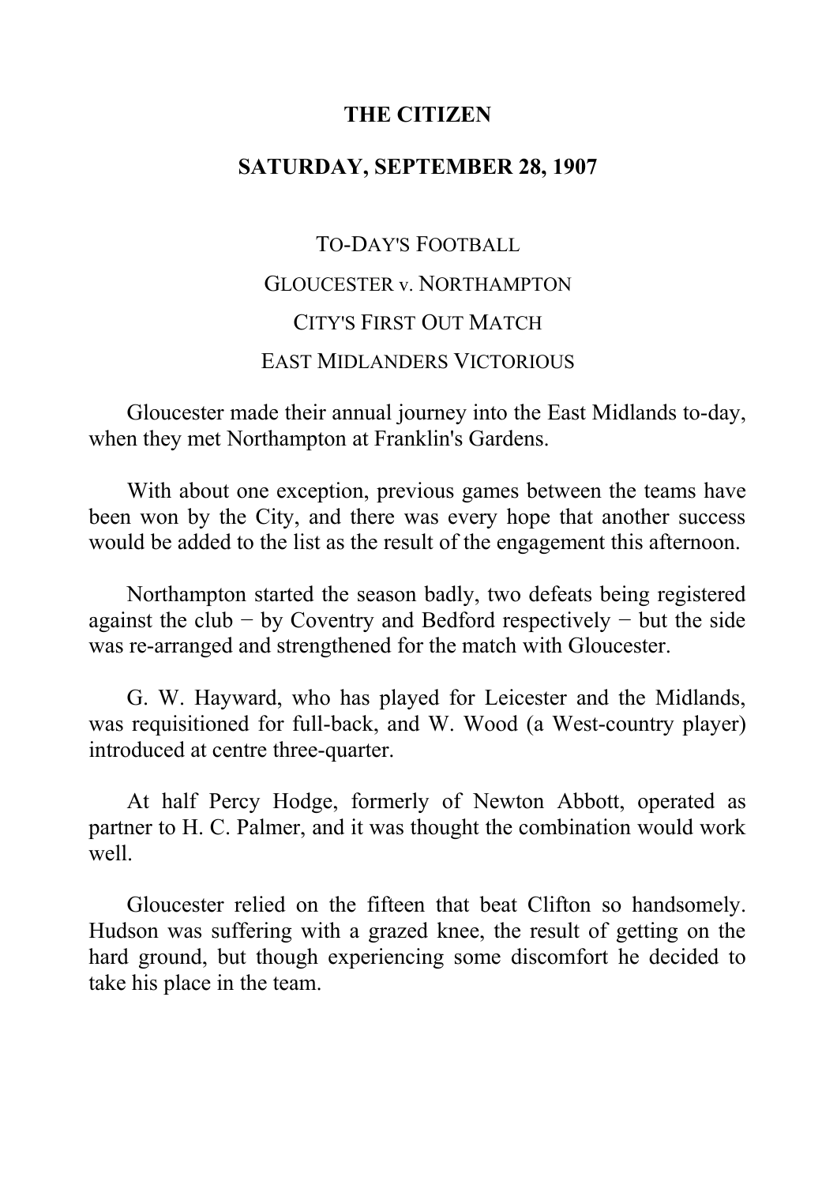# THE CITIZEN

## SATURDAY, SEPTEMBER 28, 1907

### TO-DAY'S FOOTBALL

### GLOUCESTER v. NORTHAMPTON

### CITY'S FIRST OUT MATCH

### EAST MIDLANDERS VICTORIOUS

Gloucester made their annual journey into the East Midlands to-day, when they met Northampton at Franklin's Gardens.

With about one exception, previous games between the teams have been won by the City, and there was every hope that another success would be added to the list as the result of the engagement this afternoon.

Northampton started the season badly, two defeats being registered against the club − by Coventry and Bedford respectively − but the side was re-arranged and strengthened for the match with Gloucester.

G. W. Hayward, who has played for Leicester and the Midlands, was requisitioned for full-back, and W. Wood (a West-country player) introduced at centre three-quarter.

At half Percy Hodge, formerly of Newton Abbott, operated as partner to H. C. Palmer, and it was thought the combination would work well.

Gloucester relied on the fifteen that beat Clifton so handsomely. Hudson was suffering with a grazed knee, the result of getting on the hard ground, but though experiencing some discomfort he decided to take his place in the team.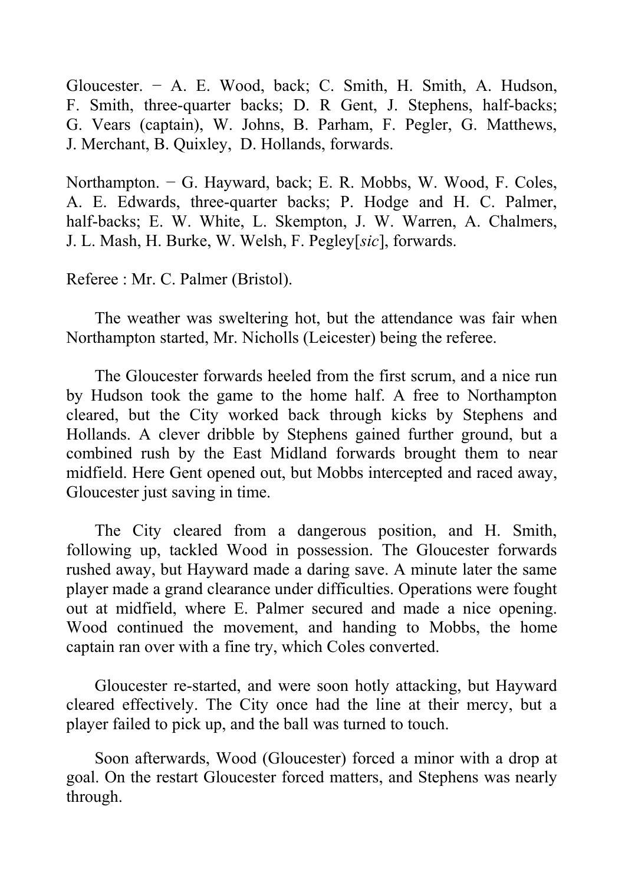Gloucester. − A. E. Wood, back; C. Smith, H. Smith, A. Hudson, F. Smith, three-quarter backs; D. R Gent, J. Stephens, half-backs; G. Vears (captain), W. Johns, B. Parham, F. Pegler, G. Matthews, J. Merchant, B. Quixley, D. Hollands, forwards.

Northampton. − G. Hayward, back; E. R. Mobbs, W. Wood, F. Coles, A. E. Edwards, three-quarter backs; P. Hodge and H. C. Palmer, half-backs; E. W. White, L. Skempton, J. W. Warren, A. Chalmers, J. L. Mash, H. Burke, W. Welsh, F. Pegley[*sic*], forwards.

Referee : Mr. C. Palmer (Bristol).

The weather was sweltering hot, but the attendance was fair when Northampton started, Mr. Nicholls (Leicester) being the referee.

The Gloucester forwards heeled from the first scrum, and a nice run by Hudson took the game to the home half. A free to Northampton cleared, but the City worked back through kicks by Stephens and Hollands. A clever dribble by Stephens gained further ground, but a combined rush by the East Midland forwards brought them to near midfield. Here Gent opened out, but Mobbs intercepted and raced away, Gloucester just saving in time.

The City cleared from a dangerous position, and H. Smith, following up, tackled Wood in possession. The Gloucester forwards rushed away, but Hayward made a daring save. A minute later the same player made a grand clearance under difficulties. Operations were fought out at midfield, where E. Palmer secured and made a nice opening. Wood continued the movement, and handing to Mobbs, the home captain ran over with a fine try, which Coles converted.

Gloucester re-started, and were soon hotly attacking, but Hayward cleared effectively. The City once had the line at their mercy, but a player failed to pick up, and the ball was turned to touch.

Soon afterwards, Wood (Gloucester) forced a minor with a drop at goal. On the restart Gloucester forced matters, and Stephens was nearly through.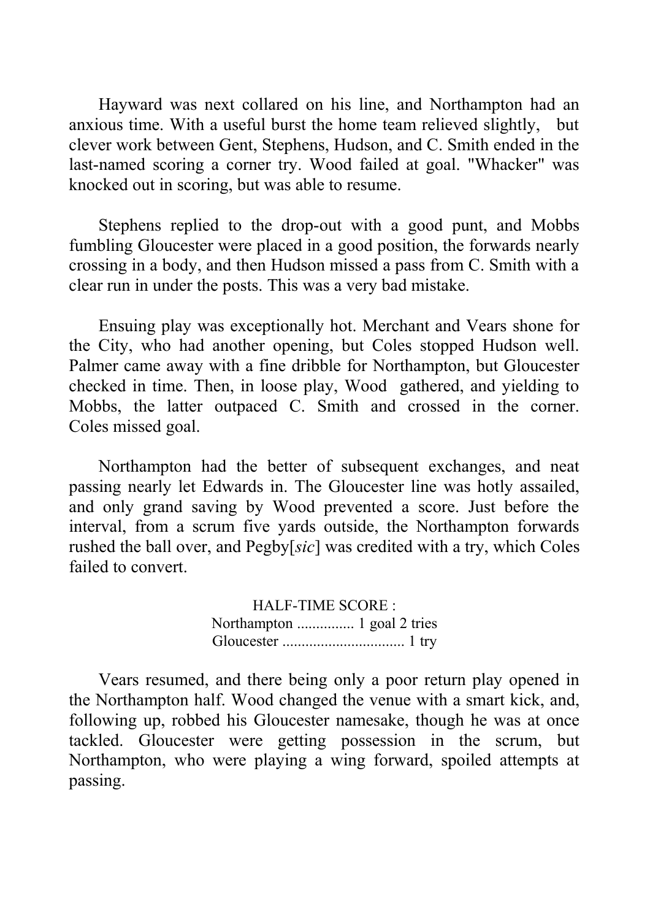Hayward was next collared on his line, and Northampton had an anxious time. With a useful burst the home team relieved slightly, but clever work between Gent, Stephens, Hudson, and C. Smith ended in the last-named scoring a corner try. Wood failed at goal. "Whacker" was knocked out in scoring, but was able to resume.

Stephens replied to the drop-out with a good punt, and Mobbs fumbling Gloucester were placed in a good position, the forwards nearly crossing in a body, and then Hudson missed a pass from C. Smith with a clear run in under the posts. This was a very bad mistake.

Ensuing play was exceptionally hot. Merchant and Vears shone for the City, who had another opening, but Coles stopped Hudson well. Palmer came away with a fine dribble for Northampton, but Gloucester checked in time. Then, in loose play, Wood gathered, and yielding to Mobbs, the latter outpaced C. Smith and crossed in the corner. Coles missed goal.

Northampton had the better of subsequent exchanges, and neat passing nearly let Edwards in. The Gloucester line was hotly assailed, and only grand saving by Wood prevented a score. Just before the interval, from a scrum five yards outside, the Northampton forwards rushed the ball over, and Pegby[*sic*] was credited with a try, which Coles failed to convert.

HALF-TIME SCORE :
Northampton ............... 1 goal 2 tries
Gloucester ................................ 1 try

Vears resumed, and there being only a poor return play opened in the Northampton half. Wood changed the venue with a smart kick, and, following up, robbed his Gloucester namesake, though he was at once tackled. Gloucester were getting possession in the scrum, but Northampton, who were playing a wing forward, spoiled attempts at passing.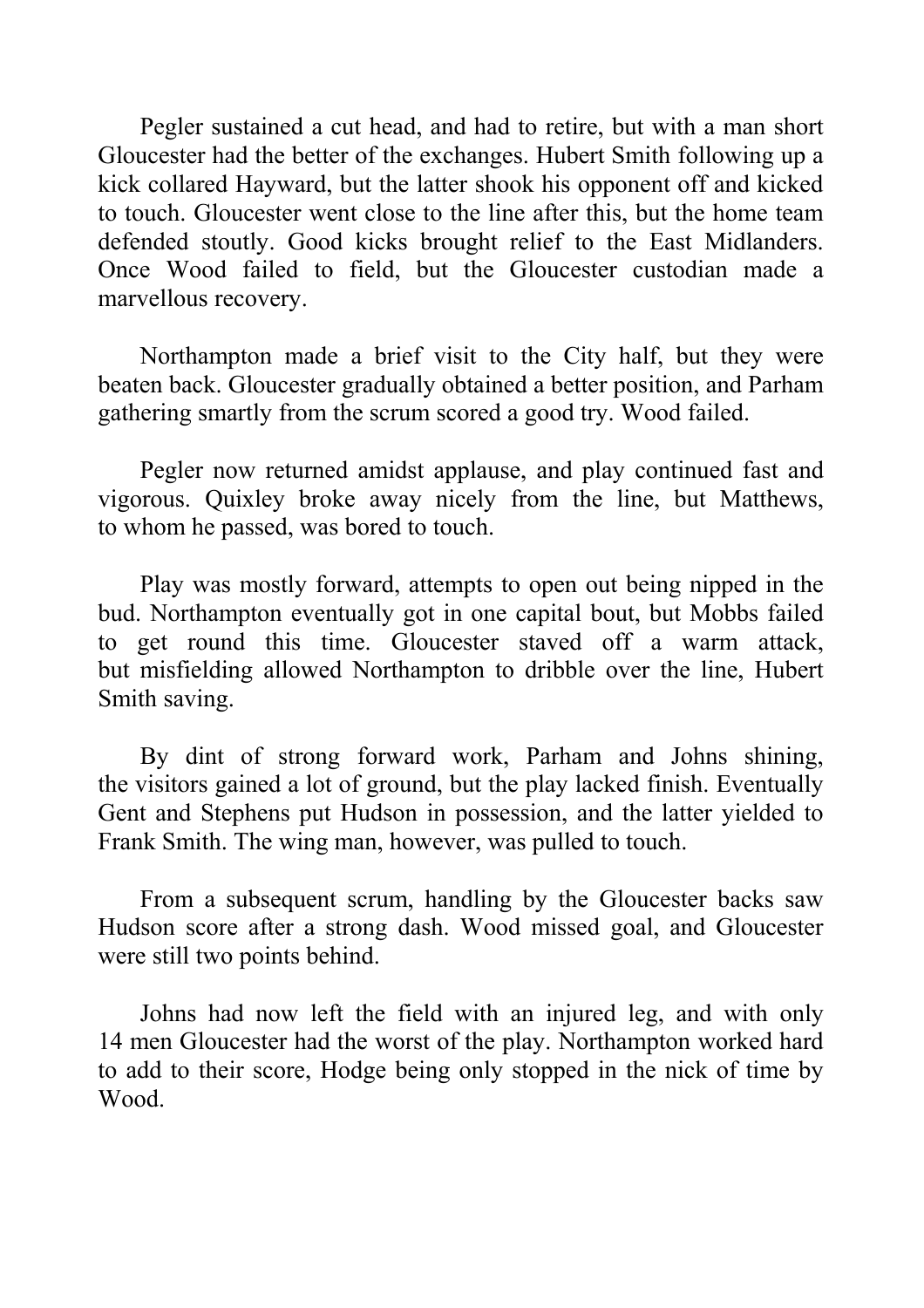Pegler sustained a cut head, and had to retire, but with a man short Gloucester had the better of the exchanges. Hubert Smith following up a kick collared Hayward, but the latter shook his opponent off and kicked to touch. Gloucester went close to the line after this, but the home team defended stoutly. Good kicks brought relief to the East Midlanders. Once Wood failed to field, but the Gloucester custodian made a marvellous recovery.

Northampton made a brief visit to the City half, but they were beaten back. Gloucester gradually obtained a better position, and Parham gathering smartly from the scrum scored a good try. Wood failed.

Pegler now returned amidst applause, and play continued fast and vigorous. Quixley broke away nicely from the line, but Matthews, to whom he passed, was bored to touch.

Play was mostly forward, attempts to open out being nipped in the bud. Northampton eventually got in one capital bout, but Mobbs failed to get round this time. Gloucester staved off a warm attack, but misfielding allowed Northampton to dribble over the line, Hubert Smith saving.

By dint of strong forward work, Parham and Johns shining, the visitors gained a lot of ground, but the play lacked finish. Eventually Gent and Stephens put Hudson in possession, and the latter yielded to Frank Smith. The wing man, however, was pulled to touch.

From a subsequent scrum, handling by the Gloucester backs saw Hudson score after a strong dash. Wood missed goal, and Gloucester were still two points behind.

Johns had now left the field with an injured leg, and with only 14 men Gloucester had the worst of the play. Northampton worked hard to add to their score, Hodge being only stopped in the nick of time by Wood.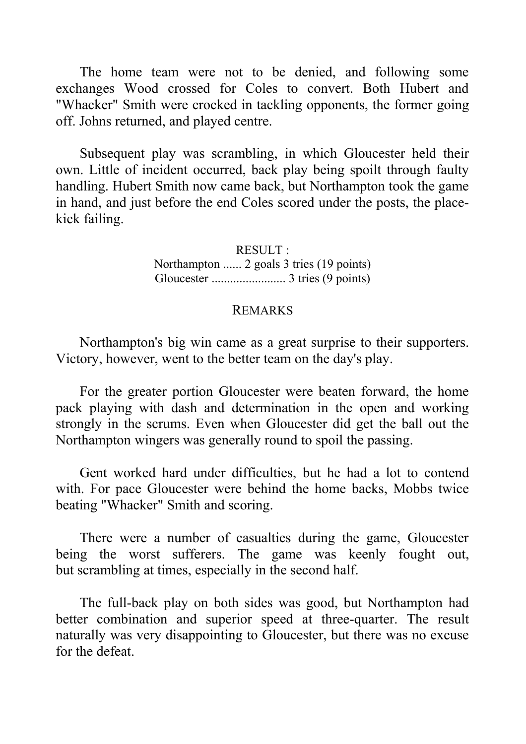The home team were not to be denied, and following some exchanges Wood crossed for Coles to convert. Both Hubert and "Whacker" Smith were crocked in tackling opponents, the former going off. Johns returned, and played centre.

Subsequent play was scrambling, in which Gloucester held their own. Little of incident occurred, back play being spoilt through faulty handling. Hubert Smith now came back, but Northampton took the game in hand, and just before the end Coles scored under the posts, the place-kick failing.

RESULT :
Northampton ...... 2 goals 3 tries (19 points)
Gloucester ........................ 3 tries (9 points)

## REMARKS

Northampton's big win came as a great surprise to their supporters. Victory, however, went to the better team on the day's play.

For the greater portion Gloucester were beaten forward, the home pack playing with dash and determination in the open and working strongly in the scrums. Even when Gloucester did get the ball out the Northampton wingers was generally round to spoil the passing.

Gent worked hard under difficulties, but he had a lot to contend with. For pace Gloucester were behind the home backs, Mobbs twice beating "Whacker" Smith and scoring.

There were a number of casualties during the game, Gloucester being the worst sufferers. The game was keenly fought out, but scrambling at times, especially in the second half.

The full-back play on both sides was good, but Northampton had better combination and superior speed at three-quarter. The result naturally was very disappointing to Gloucester, but there was no excuse for the defeat.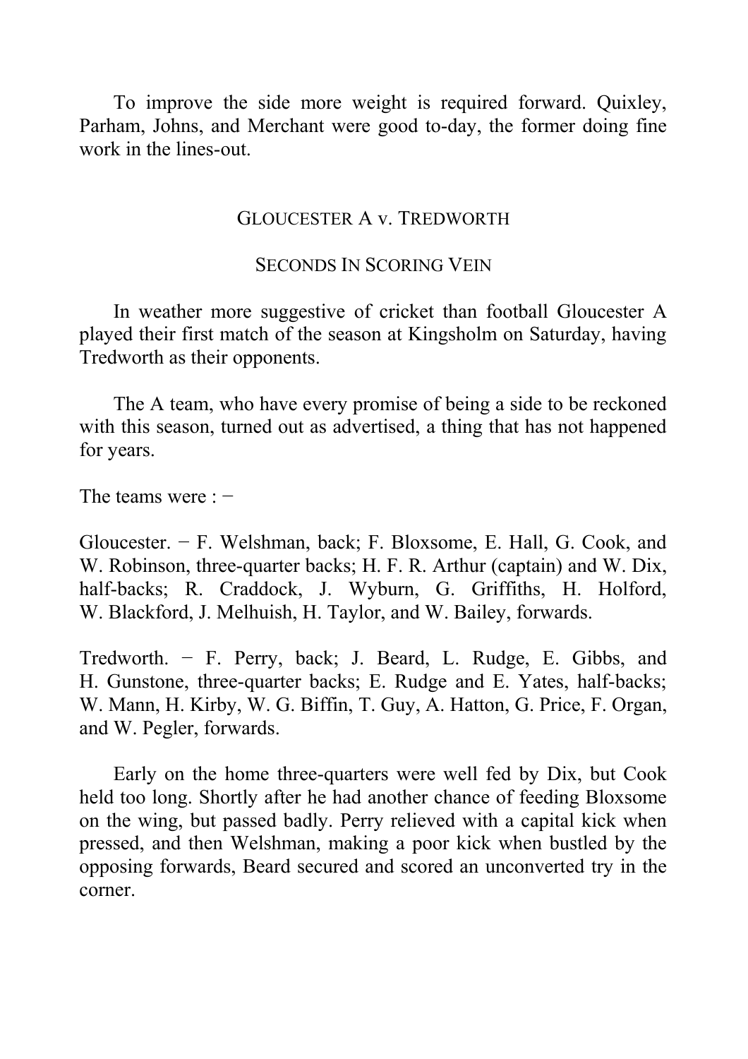To improve the side more weight is required forward. Quixley, Parham, Johns, and Merchant were good to-day, the former doing fine work in the lines-out.

## GLOUCESTER A v. TREDWORTH

### SECONDS IN SCORING VEIN

In weather more suggestive of cricket than football Gloucester A played their first match of the season at Kingsholm on Saturday, having Tredworth as their opponents.

The A team, who have every promise of being a side to be reckoned with this season, turned out as advertised, a thing that has not happened for years.

The teams were : −

Gloucester. − F. Welshman, back; F. Bloxsome, E. Hall, G. Cook, and W. Robinson, three-quarter backs; H. F. R. Arthur (captain) and W. Dix, half-backs; R. Craddock, J. Wyburn, G. Griffiths, H. Holford, W. Blackford, J. Melhuish, H. Taylor, and W. Bailey, forwards.

Tredworth. − F. Perry, back; J. Beard, L. Rudge, E. Gibbs, and H. Gunstone, three-quarter backs; E. Rudge and E. Yates, half-backs; W. Mann, H. Kirby, W. G. Biffin, T. Guy, A. Hatton, G. Price, F. Organ, and W. Pegler, forwards.

Early on the home three-quarters were well fed by Dix, but Cook held too long. Shortly after he had another chance of feeding Bloxsome on the wing, but passed badly. Perry relieved with a capital kick when pressed, and then Welshman, making a poor kick when bustled by the opposing forwards, Beard secured and scored an unconverted try in the corner.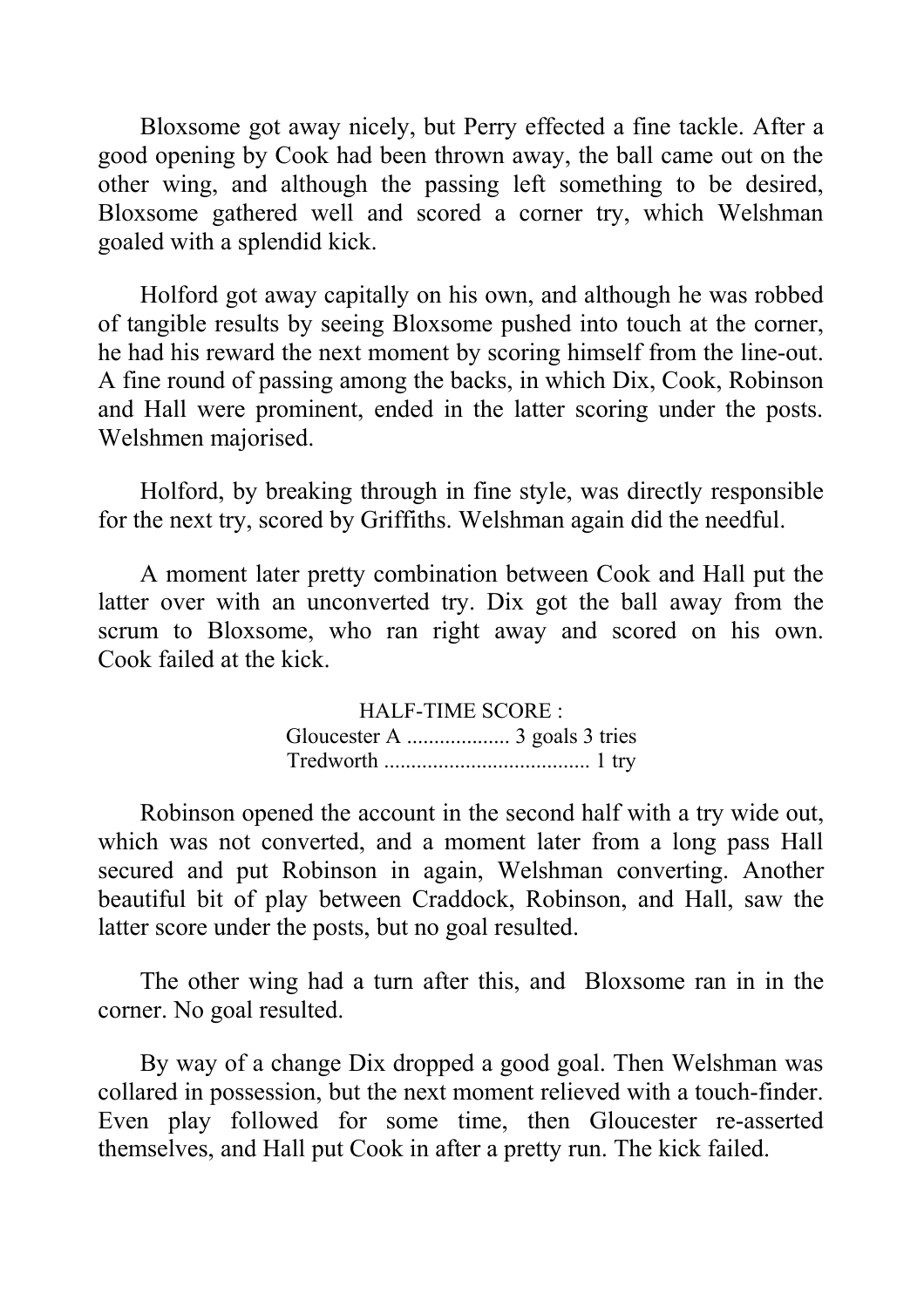Bloxsome got away nicely, but Perry effected a fine tackle. After a good opening by Cook had been thrown away, the ball came out on the other wing, and although the passing left something to be desired, Bloxsome gathered well and scored a corner try, which Welshman goaled with a splendid kick.

Holford got away capitally on his own, and although he was robbed of tangible results by seeing Bloxsome pushed into touch at the corner, he had his reward the next moment by scoring himself from the line-out. A fine round of passing among the backs, in which Dix, Cook, Robinson and Hall were prominent, ended in the latter scoring under the posts. Welshmen majorised.

Holford, by breaking through in fine style, was directly responsible for the next try, scored by Griffiths. Welshman again did the needful.

A moment later pretty combination between Cook and Hall put the latter over with an unconverted try. Dix got the ball away from the scrum to Bloxsome, who ran right away and scored on his own. Cook failed at the kick.

HALF-TIME SCORE :
Gloucester A .................. 3 goals 3 tries
Tredworth ..................................... 1 try

Robinson opened the account in the second half with a try wide out, which was not converted, and a moment later from a long pass Hall secured and put Robinson in again, Welshman converting. Another beautiful bit of play between Craddock, Robinson, and Hall, saw the latter score under the posts, but no goal resulted.

The other wing had a turn after this, and Bloxsome ran in in the corner. No goal resulted.

By way of a change Dix dropped a good goal. Then Welshman was collared in possession, but the next moment relieved with a touch-finder. Even play followed for some time, then Gloucester re-asserted themselves, and Hall put Cook in after a pretty run. The kick failed.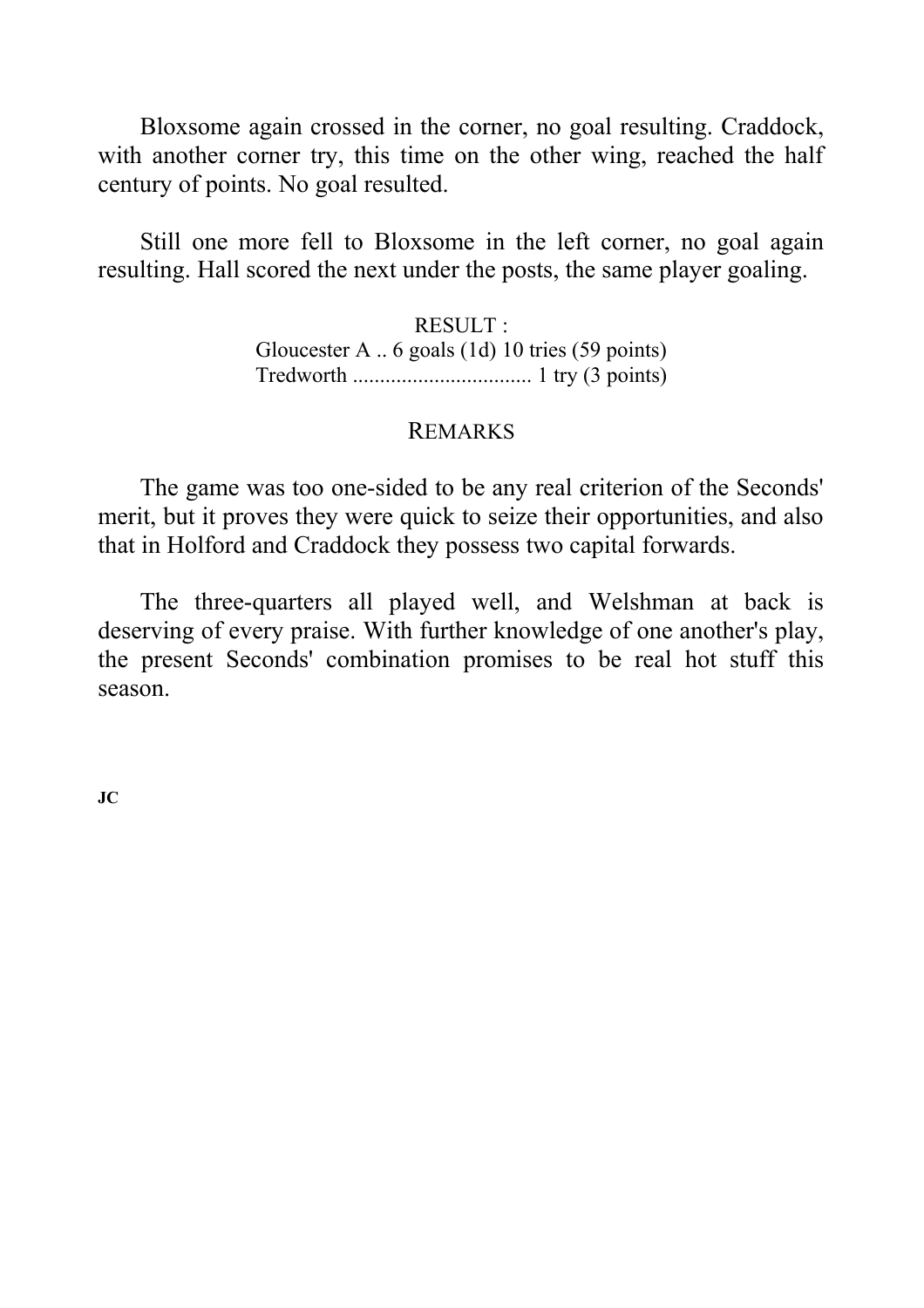Bloxsome again crossed in the corner, no goal resulting. Craddock, with another corner try, this time on the other wing, reached the half century of points. No goal resulted.

Still one more fell to Bloxsome in the left corner, no goal again resulting. Hall scored the next under the posts, the same player goaling.

RESULT :
Gloucester A .. 6 goals (1d) 10 tries (59 points)
Tredworth ................................ 1 try (3 points)

REMARKS

The game was too one-sided to be any real criterion of the Seconds' merit, but it proves they were quick to seize their opportunities, and also that in Holford and Craddock they possess two capital forwards.

The three-quarters all played well, and Welshman at back is deserving of every praise. With further knowledge of one another's play, the present Seconds' combination promises to be real hot stuff this season.

**JC**